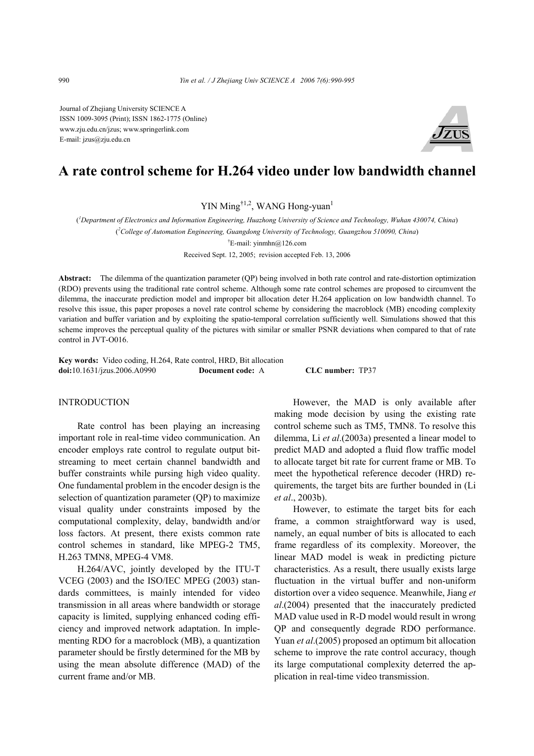Journal of Zhejiang University SCIENCE A
ISSN 1009-3095 (Print); ISSN 1862-1775 (Online)
www.zju.edu.cn/jzus; www.springerlink.com
E-mail: jzus@zju.edu.cn

# A rate control scheme for H.264 video under low bandwidth channel

YIN Ming[†1,2], WANG Hong-yuan[1]

([1]Department of Electronics and Information Engineering, Huazhong University of Science and Technology, Wuhan 430074, China)
([2]College of Automation Engineering, Guangdong University of Technology, Guangzhou 510090, China)
[†]E-mail: yinmhn@126.com
Received Sept. 12, 2005; revision accepted Feb. 13, 2006

**Abstract:** The dilemma of the quantization parameter (QP) being involved in both rate control and rate-distortion optimization (RDO) prevents using the traditional rate control scheme. Although some rate control schemes are proposed to circumvent the dilemma, the inaccurate prediction model and improper bit allocation deter H.264 application on low bandwidth channel. To resolve this issue, this paper proposes a novel rate control scheme by considering the macroblock (MB) encoding complexity variation and buffer variation and by exploiting the spatio-temporal correlation sufficiently well. Simulations showed that this scheme improves the perceptual quality of the pictures with similar or smaller PSNR deviations when compared to that of rate control in JVT-O016.

**Key words:** Video coding, H.264, Rate control, HRD, Bit allocation
**doi:**10.1631/jzus.2006.A0990 **Document code:** A **CLC number:** TP37

## INTRODUCTION

Rate control has been playing an increasing important role in real-time video communication. An encoder employs rate control to regulate output bit-streaming to meet certain channel bandwidth and buffer constraints while pursing high video quality. One fundamental problem in the encoder design is the selection of quantization parameter (QP) to maximize visual quality under constraints imposed by the computational complexity, delay, bandwidth and/or loss factors. At present, there exists common rate control schemes in standard, like MPEG-2 TM5, H.263 TMN8, MPEG-4 VM8.

H.264/AVC, jointly developed by the ITU-T VCEG (2003) and the ISO/IEC MPEG (2003) standards committees, is mainly intended for video transmission in all areas where bandwidth or storage capacity is limited, supplying enhanced coding efficiency and improved network adaptation. In implementing RDO for a macroblock (MB), a quantization parameter should be firstly determined for the MB by using the mean absolute difference (MAD) of the current frame and/or MB.

However, the MAD is only available after making mode decision by using the existing rate control scheme such as TM5, TMN8. To resolve this dilemma, Li *et al*.(2003a) presented a linear model to predict MAD and adopted a fluid flow traffic model to allocate target bit rate for current frame or MB. To meet the hypothetical reference decoder (HRD) requirements, the target bits are further bounded in (Li *et al*., 2003b).

However, to estimate the target bits for each frame, a common straightforward way is used, namely, an equal number of bits is allocated to each frame regardless of its complexity. Moreover, the linear MAD model is weak in predicting picture characteristics. As a result, there usually exists large fluctuation in the virtual buffer and non-uniform distortion over a video sequence. Meanwhile, Jiang *et al*.(2004) presented that the inaccurately predicted MAD value used in R-D model would result in wrong QP and consequently degrade RDO performance. Yuan *et al*.(2005) proposed an optimum bit allocation scheme to improve the rate control accuracy, though its large computational complexity deterred the application in real-time video transmission.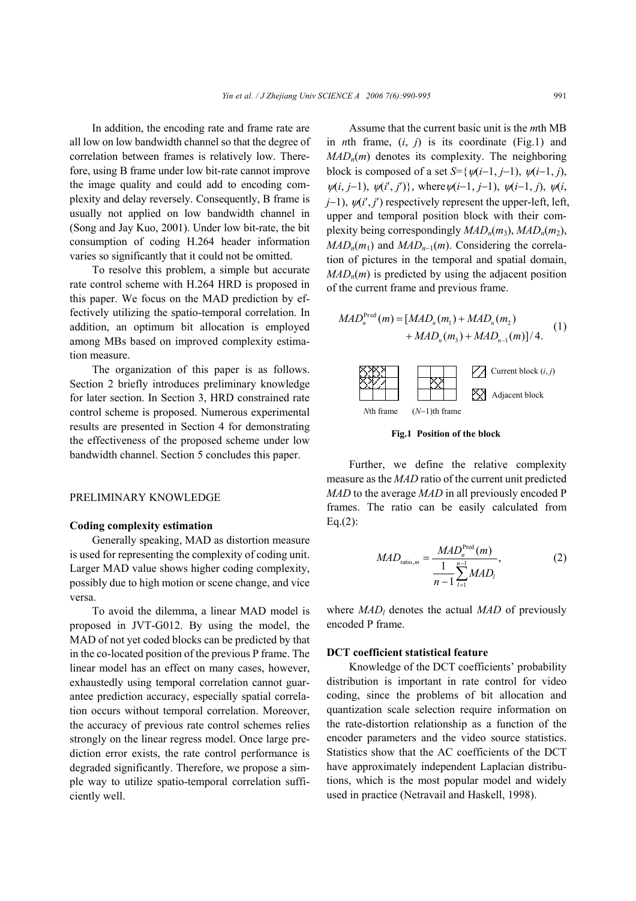In addition, the encoding rate and frame rate are all low on low bandwidth channel so that the degree of correlation between frames is relatively low. Therefore, using B frame under low bit-rate cannot improve the image quality and could add to encoding complexity and delay reversely. Consequently, B frame is usually not applied on low bandwidth channel in (Song and Jay Kuo, 2001). Under low bit-rate, the bit consumption of coding H.264 header information varies so significantly that it could not be omitted.

To resolve this problem, a simple but accurate rate control scheme with H.264 HRD is proposed in this paper. We focus on the MAD prediction by effectively utilizing the spatio-temporal correlation. In addition, an optimum bit allocation is employed among MBs based on improved complexity estimation measure.

The organization of this paper is as follows. Section 2 briefly introduces preliminary knowledge for later section. In Section 3, HRD constrained rate control scheme is proposed. Numerous experimental results are presented in Section 4 for demonstrating the effectiveness of the proposed scheme under low bandwidth channel. Section 5 concludes this paper.

## PRELIMINARY KNOWLEDGE

### Coding complexity estimation

Generally speaking, MAD as distortion measure is used for representing the complexity of coding unit. Larger MAD value shows higher coding complexity, possibly due to high motion or scene change, and vice versa.

To avoid the dilemma, a linear MAD model is proposed in JVT-G012. By using the model, the MAD of not yet coded blocks can be predicted by that in the co-located position of the previous P frame. The linear model has an effect on many cases, however, exhaustedly using temporal correlation cannot guarantee prediction accuracy, especially spatial correlation occurs without temporal correlation. Moreover, the accuracy of previous rate control schemes relies strongly on the linear regress model. Once large prediction error exists, the rate control performance is degraded significantly. Therefore, we propose a simple way to utilize spatio-temporal correlation sufficiently well.

Assume that the current basic unit is the $m$th MB in $n$th frame, $(i, j)$ is its coordinate (Fig.1) and $MAD_n(m)$ denotes its complexity. The neighboring block is composed of a set $S=\{\psi(i-1, j-1), \psi(i-1, j), \psi(i, j-1), \psi(i', j')\}$, where $\psi(i-1, j-1)$, $\psi(i-1, j)$, $\psi(i, j-1)$, $\psi(i', j')$ respectively represent the upper-left, left, upper and temporal position block with their complexity being correspondingly $MAD_n(m_3)$, $MAD_n(m_2)$, $MAD_n(m_1)$ and $MAD_{n-1}(m)$. Considering the correlation of pictures in the temporal and spatial domain, $MAD_n(m)$ is predicted by using the adjacent position of the current frame and previous frame.

$$MAD_n^{\text{Pred}}(m) = [MAD_n(m_1) + MAD_n(m_2) + MAD_n(m_3) + MAD_{n-1}(m)]/4. \quad (1)$$

Current block $(i, j)$

Adjacent block

$N$th frame　　$(N-1)$th frame

**Fig.1 Position of the block**

Further, we define the relative complexity measure as the $MAD$ ratio of the current unit predicted $MAD$ to the average $MAD$ in all previously encoded P frames. The ratio can be easily calculated from Eq.(2):

$$MAD_{\text{ratio},m} = \frac{MAD_n^{\text{Pred}}(m)}{\frac{1}{n-1}\sum_{l=1}^{n-1} MAD_l}, \quad (2)$$

where $MAD_l$ denotes the actual $MAD$ of previously encoded P frame.

### DCT coefficient statistical feature

Knowledge of the DCT coefficients' probability distribution is important in rate control for video coding, since the problems of bit allocation and quantization scale selection require information on the rate-distortion relationship as a function of the encoder parameters and the video source statistics. Statistics show that the AC coefficients of the DCT have approximately independent Laplacian distributions, which is the most popular model and widely used in practice (Netravail and Haskell, 1998).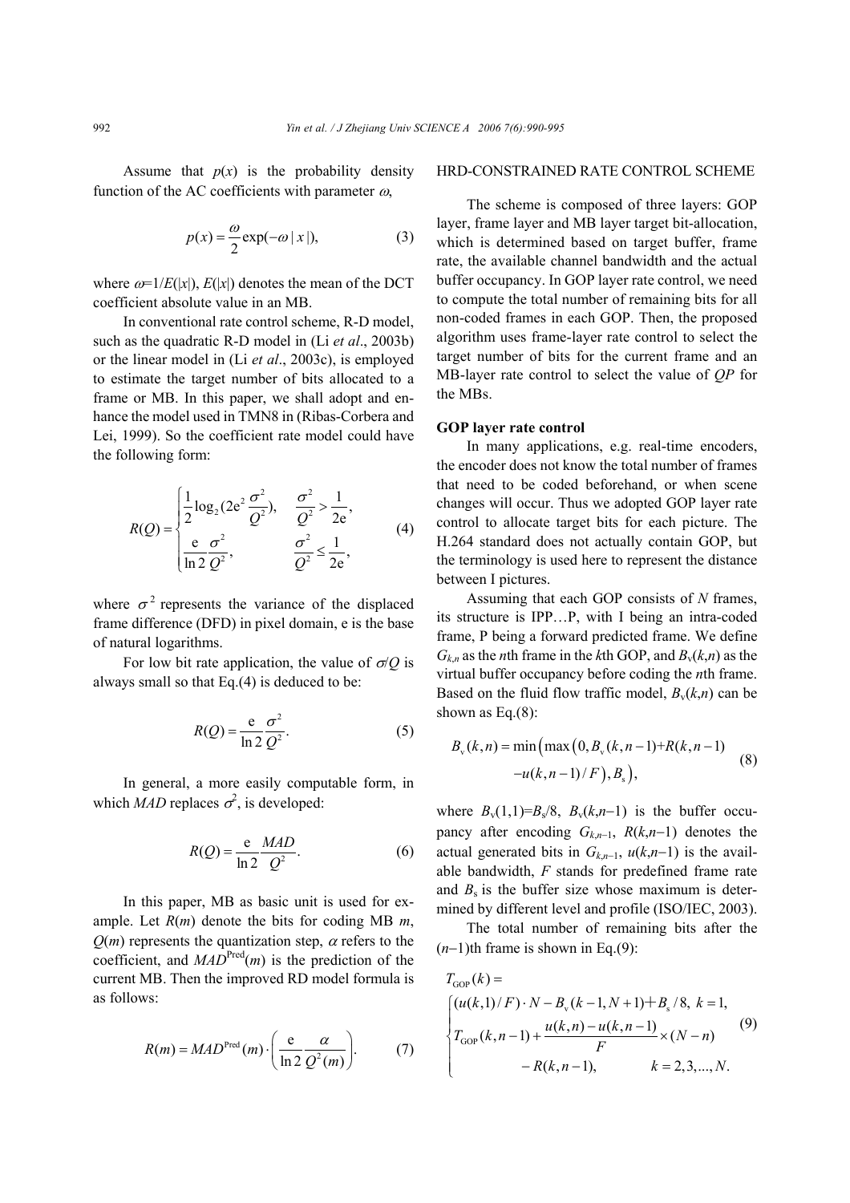Assume that $p(x)$ is the probability density function of the AC coefficients with parameter $\omega$,

$$p(x) = \frac{\omega}{2}\exp(-\omega\,|\,x\,|), \tag{3}$$

where $\omega$=1/$E$(|$x$|), $E$(|$x$|) denotes the mean of the DCT coefficient absolute value in an MB.

In conventional rate control scheme, R-D model, such as the quadratic R-D model in (Li *et al*., 2003b) or the linear model in (Li *et al*., 2003c), is employed to estimate the target number of bits allocated to a frame or MB. In this paper, we shall adopt and enhance the model used in TMN8 in (Ribas-Corbera and Lei, 1999). So the coefficient rate model could have the following form:

$$R(Q) = \begin{cases} \dfrac{1}{2}\log_2(2\mathrm{e}^2\dfrac{\sigma^2}{Q^2}), & \dfrac{\sigma^2}{Q^2} > \dfrac{1}{2\mathrm{e}}, \\ \dfrac{\mathrm{e}}{\ln 2}\dfrac{\sigma^2}{Q^2}, & \dfrac{\sigma^2}{Q^2} \le \dfrac{1}{2\mathrm{e}}, \end{cases} \tag{4}$$

where $\sigma^2$ represents the variance of the displaced frame difference (DFD) in pixel domain, e is the base of natural logarithms.

For low bit rate application, the value of $\sigma/Q$ is always small so that Eq.(4) is deduced to be:

$$R(Q) = \frac{\mathrm{e}}{\ln 2}\frac{\sigma^2}{Q^2}. \tag{5}$$

In general, a more easily computable form, in which *MAD* replaces $\sigma^2$, is developed:

$$R(Q) = \frac{\mathrm{e}}{\ln 2}\frac{MAD}{Q^2}. \tag{6}$$

In this paper, MB as basic unit is used for example. Let $R(m)$ denote the bits for coding MB $m$, $Q(m)$ represents the quantization step, $\alpha$ refers to the coefficient, and $MAD^{\mathrm{Pred}}(m)$ is the prediction of the current MB. Then the improved RD model formula is as follows:

$$R(m) = MAD^{\mathrm{Pred}}(m)\cdot\left(\frac{\mathrm{e}}{\ln 2}\frac{\alpha}{Q^2(m)}\right). \tag{7}$$

## HRD-CONSTRAINED RATE CONTROL SCHEME

The scheme is composed of three layers: GOP layer, frame layer and MB layer target bit-allocation, which is determined based on target buffer, frame rate, the available channel bandwidth and the actual buffer occupancy. In GOP layer rate control, we need to compute the total number of remaining bits for all non-coded frames in each GOP. Then, the proposed algorithm uses frame-layer rate control to select the target number of bits for the current frame and an MB-layer rate control to select the value of *QP* for the MBs.

### GOP layer rate control

In many applications, e.g. real-time encoders, the encoder does not know the total number of frames that need to be coded beforehand, or when scene changes will occur. Thus we adopted GOP layer rate control to allocate target bits for each picture. The H.264 standard does not actually contain GOP, but the terminology is used here to represent the distance between I pictures.

Assuming that each GOP consists of $N$ frames, its structure is IPP…P, with I being an intra-coded frame, P being a forward predicted frame. We define $G_{k,n}$ as the $n$th frame in the $k$th GOP, and $B_{\mathrm{v}}(k,n)$ as the virtual buffer occupancy before coding the $n$th frame. Based on the fluid flow traffic model, $B_{\mathrm{v}}(k,n)$ can be shown as Eq.(8):

$$B_{\mathrm{v}}(k,n) = \min\big(\max\big(0, B_{\mathrm{v}}(k,n-1)+R(k,n-1) \\ -u(k,n-1)/F\big), B_{\mathrm{s}}\big), \tag{8}$$

where $B_{\mathrm{v}}(1,1)=B_{\mathrm{s}}/8$, $B_{\mathrm{v}}(k,n-1)$ is the buffer occupancy after encoding $G_{k,n-1}$, $R(k,n-1)$ denotes the actual generated bits in $G_{k,n-1}$, $u(k,n-1)$ is the available bandwidth, $F$ stands for predefined frame rate and $B_{\mathrm{s}}$ is the buffer size whose maximum is determined by different level and profile (ISO/IEC, 2003).

The total number of remaining bits after the $(n-1)$th frame is shown in Eq.(9):

$$T_{\mathrm{GOP}}(k) = \begin{cases} (u(k,1)/F)\cdot N - B_{\mathrm{v}}(k-1,N+1) + B_{\mathrm{s}}/8, & k=1, \\ T_{\mathrm{GOP}}(k,n-1) + \dfrac{u(k,n)-u(k,n-1)}{F}\times(N-n) \\ \quad - R(k,n-1), & k=2,3,\ldots,N. \end{cases} \tag{9}$$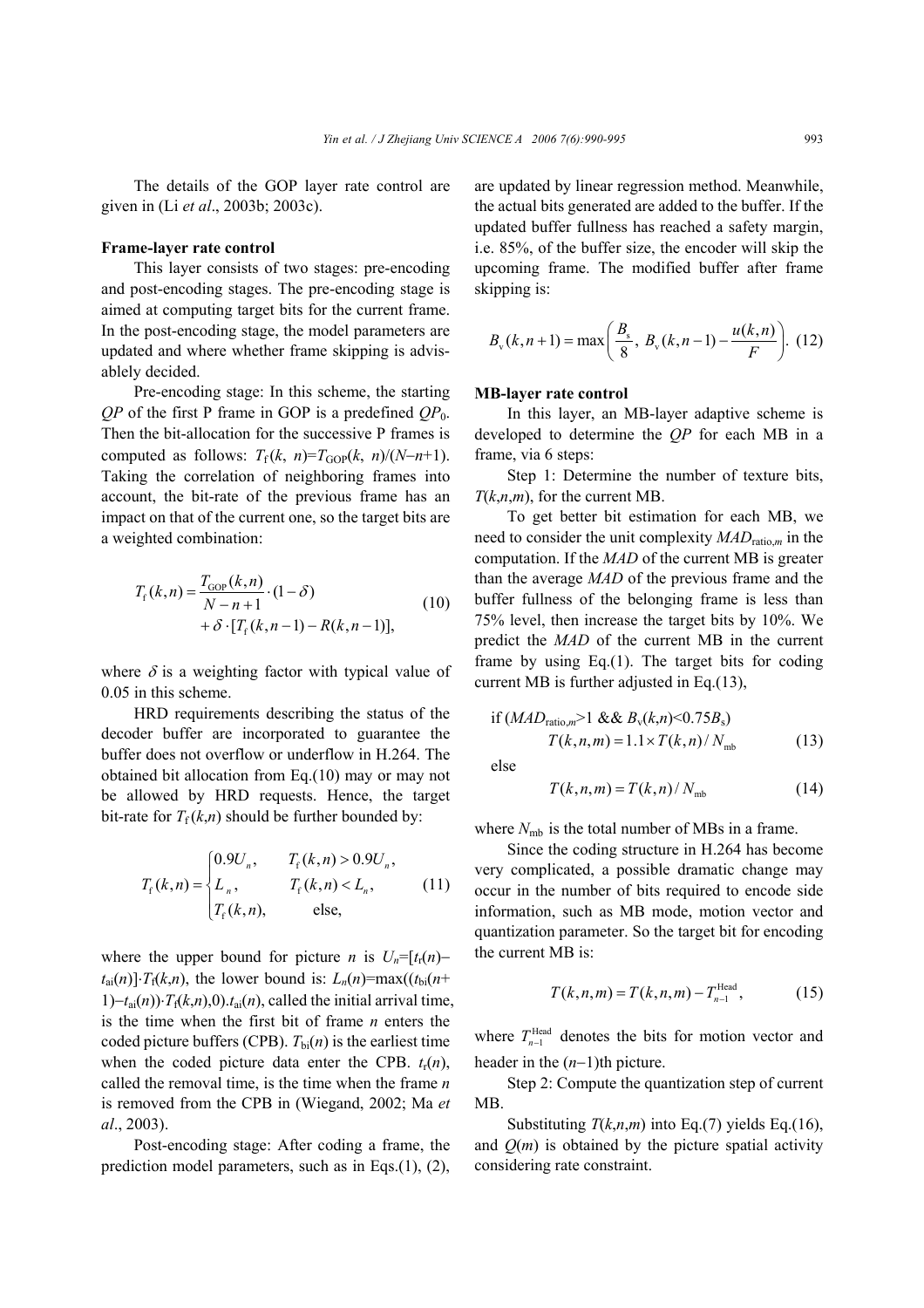The details of the GOP layer rate control are given in (Li *et al*., 2003b; 2003c).

**Frame-layer rate control**

This layer consists of two stages: pre-encoding and post-encoding stages. The pre-encoding stage is aimed at computing target bits for the current frame. In the post-encoding stage, the model parameters are updated and where whether frame skipping is advisably decided.

Pre-encoding stage: In this scheme, the starting $QP$ of the first P frame in GOP is a predefined $QP_0$. Then the bit-allocation for the successive P frames is computed as follows: $T_{\text{f}}(k, n)=T_{\text{GOP}}(k, n)/(N-n+1)$. Taking the correlation of neighboring frames into account, the bit-rate of the previous frame has an impact on that of the current one, so the target bits are a weighted combination:

$$T_{\text{f}}(k,n)=\frac{T_{\text{GOP}}(k,n)}{N-n+1}\cdot(1-\delta)+\delta\cdot[T_{\text{f}}(k,n-1)-R(k,n-1)], \tag{10}$$

where $\delta$ is a weighting factor with typical value of 0.05 in this scheme.

HRD requirements describing the status of the decoder buffer are incorporated to guarantee the buffer does not overflow or underflow in H.264. The obtained bit allocation from Eq.(10) may or may not be allowed by HRD requests. Hence, the target bit-rate for $T_{\text{f}}(k,n)$ should be further bounded by:

$$T_{\text{f}}(k,n)=\begin{cases}0.9U_n, & T_{\text{f}}(k,n)>0.9U_n,\\ L_n, & T_{\text{f}}(k,n)<L_n,\\ T_{\text{f}}(k,n), & \text{else,}\end{cases} \tag{11}$$

where the upper bound for picture $n$ is $U_n=[t_{\text{r}}(n)-t_{\text{ai}}(n)]\cdot T_{\text{f}}(k,n)$, the lower bound is: $L_n(n)=\max((t_{\text{bi}}(n+1)-t_{\text{ai}}(n))\cdot T_{\text{f}}(k,n),0)$.$t_{\text{ai}}(n)$, called the initial arrival time, is the time when the first bit of frame $n$ enters the coded picture buffers (CPB). $T_{\text{bi}}(n)$ is the earliest time when the coded picture data enter the CPB. $t_{\text{r}}(n)$, called the removal time, is the time when the frame $n$ is removed from the CPB in (Wiegand, 2002; Ma *et al*., 2003).

Post-encoding stage: After coding a frame, the prediction model parameters, such as in Eqs.(1), (2), are updated by linear regression method. Meanwhile, the actual bits generated are added to the buffer. If the updated buffer fullness has reached a safety margin, i.e. 85%, of the buffer size, the encoder will skip the upcoming frame. The modified buffer after frame skipping is:

$$B_{\text{v}}(k,n+1)=\max\left(\frac{B_{\text{s}}}{8},\ B_{\text{v}}(k,n-1)-\frac{u(k,n)}{F}\right). \tag{12}$$

**MB-layer rate control**

In this layer, an MB-layer adaptive scheme is developed to determine the $QP$ for each MB in a frame, via 6 steps:

Step 1: Determine the number of texture bits, $T(k,n,m)$, for the current MB.

To get better bit estimation for each MB, we need to consider the unit complexity $MAD_{\text{ratio},m}$ in the computation. If the $MAD$ of the current MB is greater than the average $MAD$ of the previous frame and the buffer fullness of the belonging frame is less than 75% level, then increase the target bits by 10%. We predict the $MAD$ of the current MB in the current frame by using Eq.(1). The target bits for coding current MB is further adjusted in Eq.(13),

if ($MAD_{\text{ratio},m}>1$ && $B_{\text{v}}(k,n)<0.75B_{\text{s}}$)

$$T(k,n,m)=1.1\times T(k,n)/N_{\text{mb}} \tag{13}$$

else

$$T(k,n,m)=T(k,n)/N_{\text{mb}} \tag{14}$$

where $N_{\text{mb}}$ is the total number of MBs in a frame.

Since the coding structure in H.264 has become very complicated, a possible dramatic change may occur in the number of bits required to encode side information, such as MB mode, motion vector and quantization parameter. So the target bit for encoding the current MB is:

$$T(k,n,m)=T(k,n,m)-T_{n-1}^{\text{Head}}, \tag{15}$$

where $T_{n-1}^{\text{Head}}$ denotes the bits for motion vector and header in the $(n-1)$th picture.

Step 2: Compute the quantization step of current MB.

Substituting $T(k,n,m)$ into Eq.(7) yields Eq.(16), and $Q(m)$ is obtained by the picture spatial activity considering rate constraint.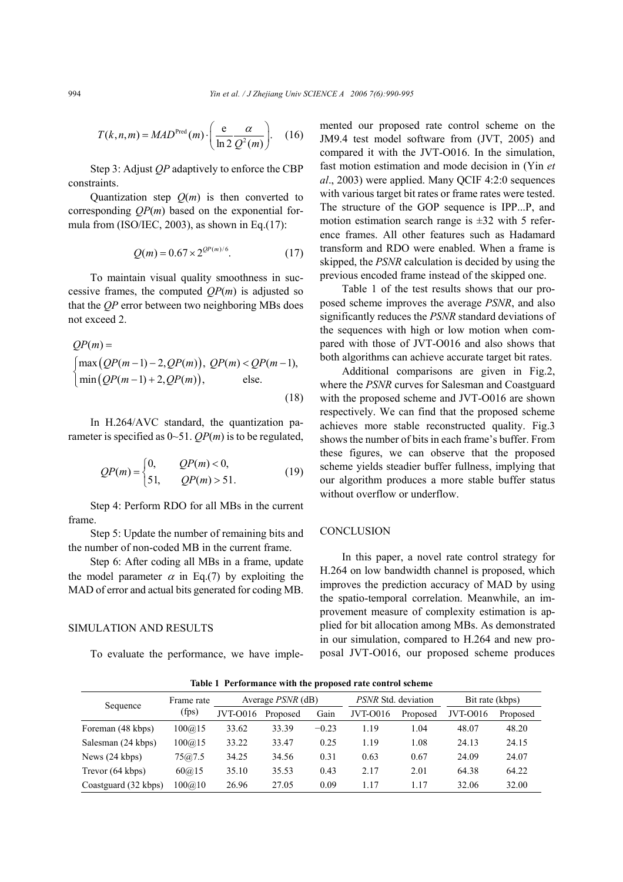$$T(k,n,m) = MAD^{\text{Pred}}(m) \cdot \left( \frac{\text{e}}{\ln 2} \frac{\alpha}{Q^2(m)} \right). \quad (16)$$

Step 3: Adjust *QP* adaptively to enforce the CBP constraints.

Quantization step $Q(m)$ is then converted to corresponding $QP(m)$ based on the exponential formula from (ISO/IEC, 2003), as shown in Eq.(17):

$$Q(m) = 0.67 \times 2^{QP(m)/6}. \quad (17)$$

To maintain visual quality smoothness in successive frames, the computed $QP(m)$ is adjusted so that the *QP* error between two neighboring MBs does not exceed 2.

$$QP(m) = \begin{cases} \max\left(QP(m-1) - 2, QP(m)\right), & QP(m) < QP(m-1), \\ \min\left(QP(m-1) + 2, QP(m)\right), & \text{else.} \end{cases} \quad (18)$$

In H.264/AVC standard, the quantization parameter is specified as 0~51. $QP(m)$ is to be regulated,

$$QP(m) = \begin{cases} 0, & QP(m) < 0, \\ 51, & QP(m) > 51. \end{cases} \quad (19)$$

Step 4: Perform RDO for all MBs in the current frame.

Step 5: Update the number of remaining bits and the number of non-coded MB in the current frame.

Step 6: After coding all MBs in a frame, update the model parameter $\alpha$ in Eq.(7) by exploiting the MAD of error and actual bits generated for coding MB.

## SIMULATION AND RESULTS

To evaluate the performance, we have implemented our proposed rate control scheme on the JM9.4 test model software from (JVT, 2005) and compared it with the JVT-O016. In the simulation, fast motion estimation and mode decision in (Yin *et al*., 2003) were applied. Many QCIF 4:2:0 sequences with various target bit rates or frame rates were tested. The structure of the GOP sequence is IPP...P, and motion estimation search range is ±32 with 5 reference frames. All other features such as Hadamard transform and RDO were enabled. When a frame is skipped, the *PSNR* calculation is decided by using the previous encoded frame instead of the skipped one.

Table 1 of the test results shows that our proposed scheme improves the average *PSNR*, and also significantly reduces the *PSNR* standard deviations of the sequences with high or low motion when compared with those of JVT-O016 and also shows that both algorithms can achieve accurate target bit rates.

Additional comparisons are given in Fig.2, where the *PSNR* curves for Salesman and Coastguard with the proposed scheme and JVT-O016 are shown respectively. We can find that the proposed scheme achieves more stable reconstructed quality. Fig.3 shows the number of bits in each frame's buffer. From these figures, we can observe that the proposed scheme yields steadier buffer fullness, implying that our algorithm produces a more stable buffer status without overflow or underflow.

## CONCLUSION

In this paper, a novel rate control strategy for H.264 on low bandwidth channel is proposed, which improves the prediction accuracy of MAD by using the spatio-temporal correlation. Meanwhile, an improvement measure of complexity estimation is applied for bit allocation among MBs. As demonstrated in our simulation, compared to H.264 and new proposal JVT-O016, our proposed scheme produces

**Table 1 Performance with the proposed rate control scheme**

| Sequence | Frame rate (fps) | Average *PSNR* (dB) | | | *PSNR* Std. deviation | | Bit rate (kbps) | |
|---|---|---|---|---|---|---|---|---|
| | | JVT-O016 | Proposed | Gain | JVT-O016 | Proposed | JVT-O016 | Proposed |
| Foreman (48 kbps) | 100@15 | 33.62 | 33.39 | −0.23 | 1.19 | 1.04 | 48.07 | 48.20 |
| Salesman (24 kbps) | 100@15 | 33.22 | 33.47 | 0.25 | 1.19 | 1.08 | 24.13 | 24.15 |
| News (24 kbps) | 75@7.5 | 34.25 | 34.56 | 0.31 | 0.63 | 0.67 | 24.09 | 24.07 |
| Trevor (64 kbps) | 60@15 | 35.10 | 35.53 | 0.43 | 2.17 | 2.01 | 64.38 | 64.22 |
| Coastguard (32 kbps) | 100@10 | 26.96 | 27.05 | 0.09 | 1.17 | 1.17 | 32.06 | 32.00 |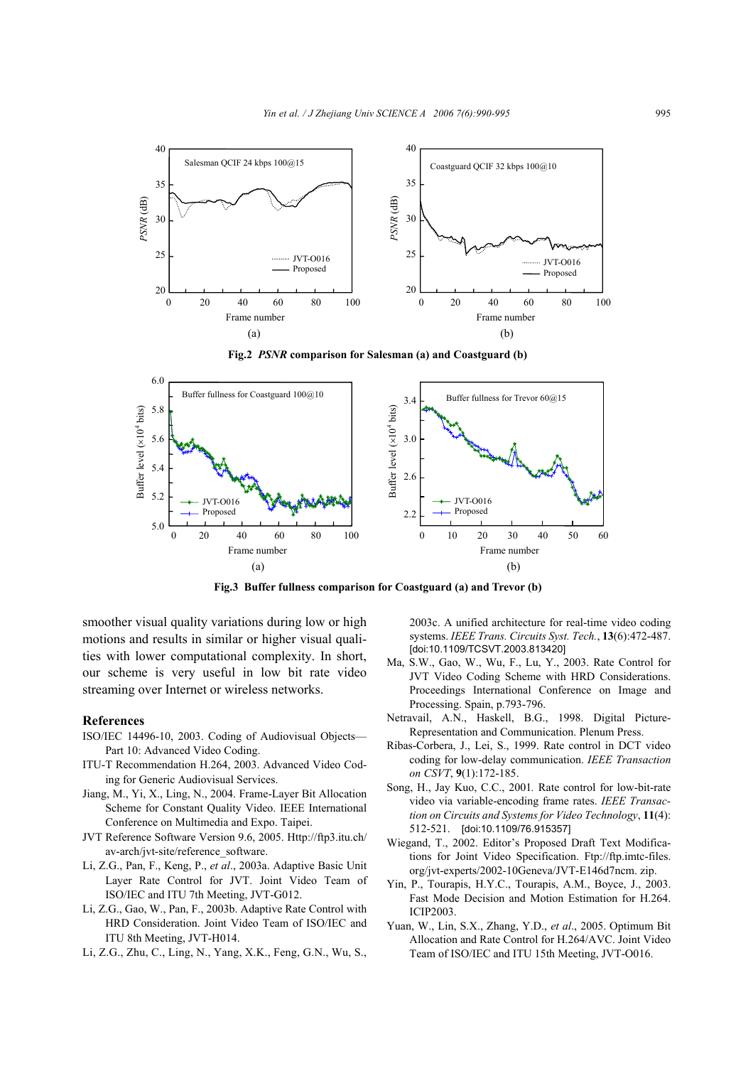Salesman QCIF 24 kbps 100@15

PSNR (dB)

40
35
30
25
20

0 20 40 60 80 100

Frame number

JVT-O016
Proposed

(a)

Coastguard QCIF 32 kbps 100@10

PSNR (dB)

40
35
30
25
20

0 20 40 60 80 100

Frame number

JVT-O016
Proposed

(b)

**Fig.2 *PSNR* comparison for Salesman (a) and Coastguard (b)**

Buffer fullness for Coastguard 100@10

Buffer level ($\times 10^4$ bits)

6.0
5.8
5.6
5.4
5.2
5.0

0 20 40 60 80 100

Frame number

JVT-O016
Proposed

(a)

Buffer fullness for Trevor 60@15

Buffer level ($\times 10^4$ bits)

3.4
3.0
2.6
2.2

0 10 20 30 40 50 60

Frame number

JVT-O016
Proposed

(b)

**Fig.3 Buffer fullness comparison for Coastguard (a) and Trevor (b)**

smoother visual quality variations during low or high motions and results in similar or higher visual qualities with lower computational complexity. In short, our scheme is very useful in low bit rate video streaming over Internet or wireless networks.

## References

ISO/IEC 14496-10, 2003. Coding of Audiovisual Objects—Part 10: Advanced Video Coding.

ITU-T Recommendation H.264, 2003. Advanced Video Coding for Generic Audiovisual Services.

Jiang, M., Yi, X., Ling, N., 2004. Frame-Layer Bit Allocation Scheme for Constant Quality Video. IEEE International Conference on Multimedia and Expo. Taipei.

JVT Reference Software Version 9.6, 2005. Http://ftp3.itu.ch/av-arch/jvt-site/reference_software.

Li, Z.G., Pan, F., Keng, P., *et al*., 2003a. Adaptive Basic Unit Layer Rate Control for JVT. Joint Video Team of ISO/IEC and ITU 7th Meeting, JVT-G012.

Li, Z.G., Gao, W., Pan, F., 2003b. Adaptive Rate Control with HRD Consideration. Joint Video Team of ISO/IEC and ITU 8th Meeting, JVT-H014.

Li, Z.G., Zhu, C., Ling, N., Yang, X.K., Feng, G.N., Wu, S., 2003c. A unified architecture for real-time video coding systems. *IEEE Trans. Circuits Syst. Tech.*, **13**(6):472-487. [doi:10.1109/TCSVT.2003.813420]

Ma, S.W., Gao, W., Wu, F., Lu, Y., 2003. Rate Control for JVT Video Coding Scheme with HRD Considerations. Proceedings International Conference on Image and Processing. Spain, p.793-796.

Netravail, A.N., Haskell, B.G., 1998. Digital Picture-Representation and Communication. Plenum Press.

Ribas-Corbera, J., Lei, S., 1999. Rate control in DCT video coding for low-delay communication. *IEEE Transaction on CSVT*, **9**(1):172-185.

Song, H., Jay Kuo, C.C., 2001. Rate control for low-bit-rate video via variable-encoding frame rates. *IEEE Transaction on Circuits and Systems for Video Technology*, **11**(4): 512-521. [doi:10.1109/76.915357]

Wiegand, T., 2002. Editor's Proposed Draft Text Modifications for Joint Video Specification. Ftp://ftp.imtc-files.org/jvt-experts/2002-10Geneva/JVT-E146d7ncm. zip.

Yin, P., Tourapis, H.Y.C., Tourapis, A.M., Boyce, J., 2003. Fast Mode Decision and Motion Estimation for H.264. ICIP2003.

Yuan, W., Lin, S.X., Zhang, Y.D., *et al*., 2005. Optimum Bit Allocation and Rate Control for H.264/AVC. Joint Video Team of ISO/IEC and ITU 15th Meeting, JVT-O016.